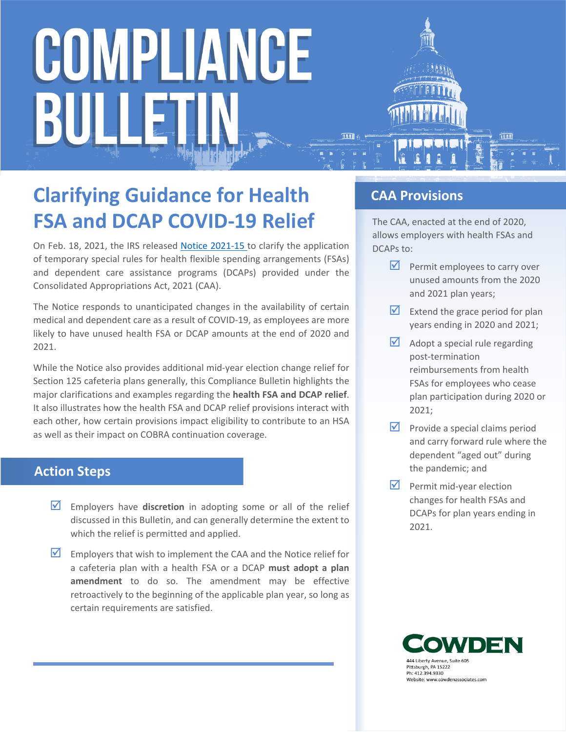# COMPLIANCE BULLETIN

## Clarifying Guidance for Health FSA and DCAP COVID-19 Relief

On Feb. 18, 2021, the IRS released Notice 2021-15 to clarify the application of temporary special rules for health flexible spending arrangements (FSAs) and dependent care assistance programs (DCAPs) provided under the Consolidated Appropriations Act, 2021 (CAA).

The Notice responds to unanticipated changes in the availability of certain medical and dependent care as a result of COVID-19, as employees are more likely to have unused health FSA or DCAP amounts at the end of 2020 and 2021.

While the Notice also provides additional mid-year election change relief for Section 125 cafeteria plans generally, this Compliance Bulletin highlights the major clarifications and examples regarding the **health FSA and DCAP relief**. It also illustrates how the health FSA and DCAP relief provisions interact with each other, how certain provisions impact eligibility to contribute to an HSA as well as their impact on COBRA continuation coverage.

### Action Steps

- ☑ Employers have **discretion** in adopting some or all of the relief discussed in this Bulletin, and can generally determine the extent to which the relief is permitted and applied.
- ☑ Employers that wish to implement the CAA and the Notice relief for a cafeteria plan with a health FSA or a DCAP **must adopt a plan amendment** to do so. The amendment may be effective retroactively to the beginning of the applicable plan year, so long as certain requirements are satisfied.

### CAA Provisions

The CAA, enacted at the end of 2020, allows employers with health FSAs and DCAPs to:

- ☑ Permit employees to carry over unused amounts from the 2020 and 2021 plan years;
- ☑ Extend the grace period for plan years ending in 2020 and 2021;
- ☑ Adopt a special rule regarding post-termination reimbursements from health FSAs for employees who cease plan participation during 2020 or 2021;
- ☑ Provide a special claims period and carry forward rule where the dependent "aged out" during the pandemic; and
- ☑ Permit mid-year election changes for health FSAs and DCAPs for plan years ending in 2021.

COWDEN
444 Liberty Avenue, Suite 605
Pittsburgh, PA 15222
Ph: 412.394.9330
Website: www.cowdenassociates.com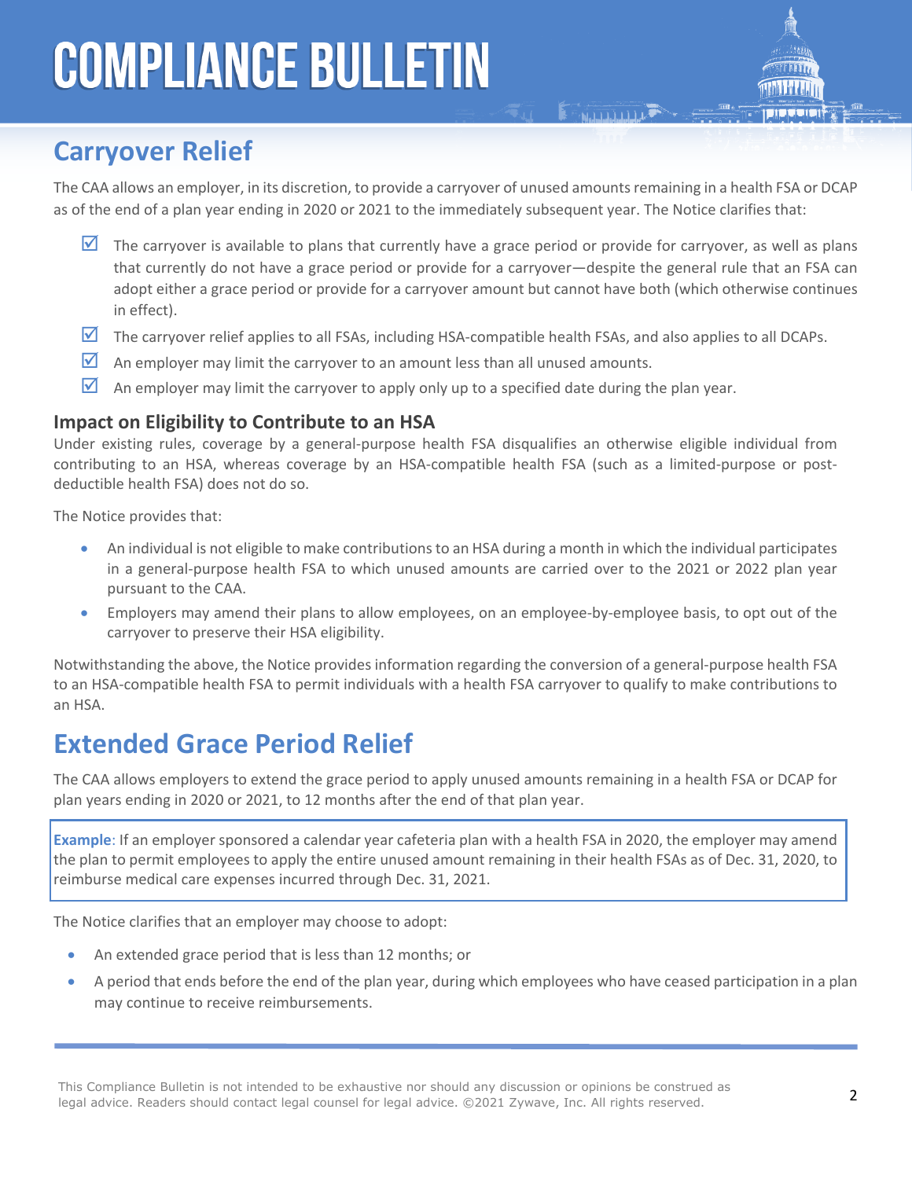## Carryover Relief

The CAA allows an employer, in its discretion, to provide a carryover of unused amounts remaining in a health FSA or DCAP as of the end of a plan year ending in 2020 or 2021 to the immediately subsequent year. The Notice clarifies that:

- ☑ The carryover is available to plans that currently have a grace period or provide for carryover, as well as plans that currently do not have a grace period or provide for a carryover—despite the general rule that an FSA can adopt either a grace period or provide for a carryover amount but cannot have both (which otherwise continues in effect).
- ☑ The carryover relief applies to all FSAs, including HSA-compatible health FSAs, and also applies to all DCAPs.
- ☑ An employer may limit the carryover to an amount less than all unused amounts.
- ☑ An employer may limit the carryover to apply only up to a specified date during the plan year.

### Impact on Eligibility to Contribute to an HSA

Under existing rules, coverage by a general-purpose health FSA disqualifies an otherwise eligible individual from contributing to an HSA, whereas coverage by an HSA-compatible health FSA (such as a limited-purpose or post-deductible health FSA) does not do so.

The Notice provides that:

- An individual is not eligible to make contributions to an HSA during a month in which the individual participates in a general-purpose health FSA to which unused amounts are carried over to the 2021 or 2022 plan year pursuant to the CAA.
- Employers may amend their plans to allow employees, on an employee-by-employee basis, to opt out of the carryover to preserve their HSA eligibility.

Notwithstanding the above, the Notice provides information regarding the conversion of a general-purpose health FSA to an HSA-compatible health FSA to permit individuals with a health FSA carryover to qualify to make contributions to an HSA.

## Extended Grace Period Relief

The CAA allows employers to extend the grace period to apply unused amounts remaining in a health FSA or DCAP for plan years ending in 2020 or 2021, to 12 months after the end of that plan year.

**Example**: If an employer sponsored a calendar year cafeteria plan with a health FSA in 2020, the employer may amend the plan to permit employees to apply the entire unused amount remaining in their health FSAs as of Dec. 31, 2020, to reimburse medical care expenses incurred through Dec. 31, 2021.

The Notice clarifies that an employer may choose to adopt:

- An extended grace period that is less than 12 months; or
- A period that ends before the end of the plan year, during which employees who have ceased participation in a plan may continue to receive reimbursements.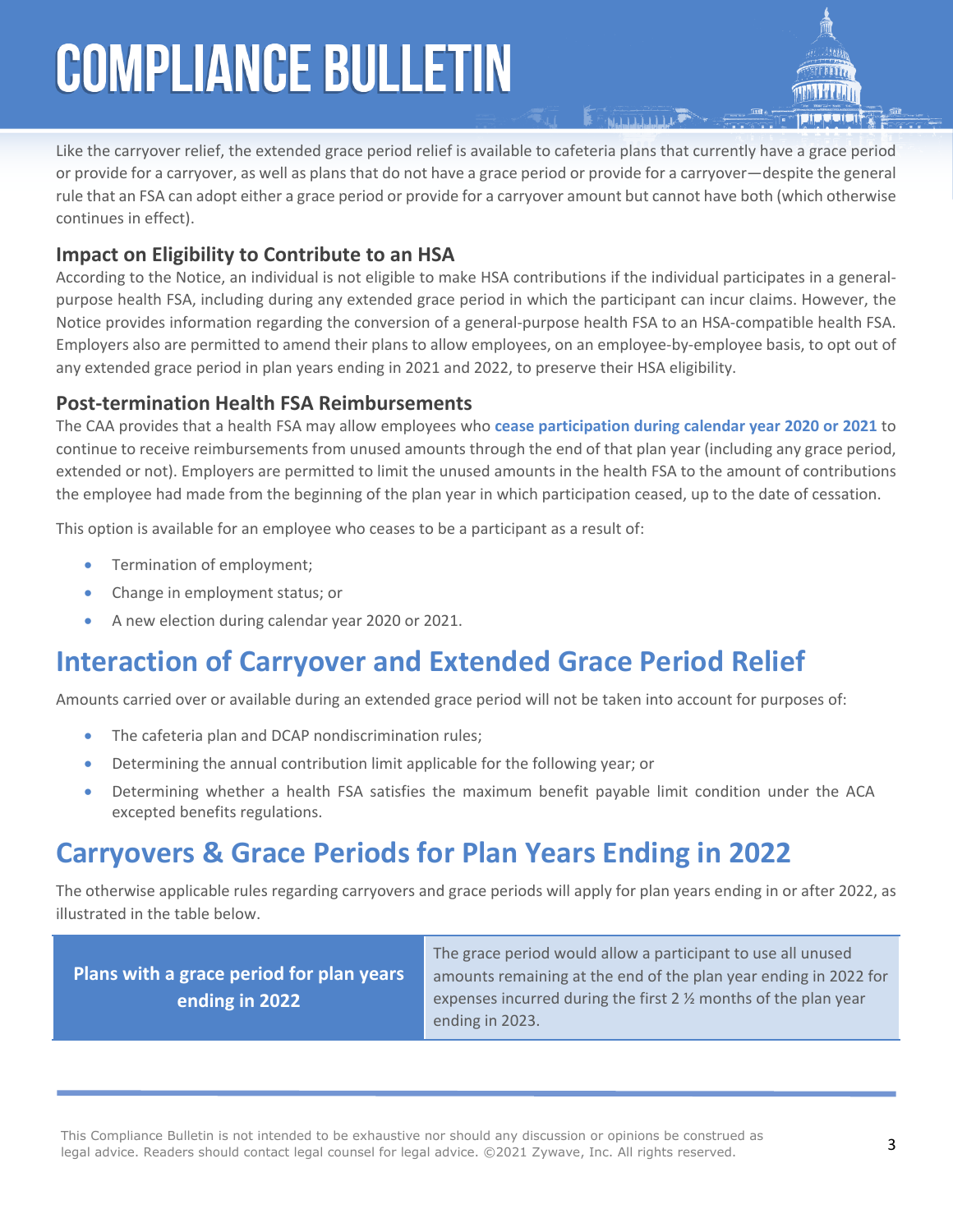Like the carryover relief, the extended grace period relief is available to cafeteria plans that currently have a grace period or provide for a carryover, as well as plans that do not have a grace period or provide for a carryover—despite the general rule that an FSA can adopt either a grace period or provide for a carryover amount but cannot have both (which otherwise continues in effect).

### Impact on Eligibility to Contribute to an HSA

According to the Notice, an individual is not eligible to make HSA contributions if the individual participates in a general-purpose health FSA, including during any extended grace period in which the participant can incur claims. However, the Notice provides information regarding the conversion of a general-purpose health FSA to an HSA-compatible health FSA. Employers also are permitted to amend their plans to allow employees, on an employee-by-employee basis, to opt out of any extended grace period in plan years ending in 2021 and 2022, to preserve their HSA eligibility.

### Post-termination Health FSA Reimbursements

The CAA provides that a health FSA may allow employees who **cease participation during calendar year 2020 or 2021** to continue to receive reimbursements from unused amounts through the end of that plan year (including any grace period, extended or not). Employers are permitted to limit the unused amounts in the health FSA to the amount of contributions the employee had made from the beginning of the plan year in which participation ceased, up to the date of cessation.

This option is available for an employee who ceases to be a participant as a result of:

- Termination of employment;
- Change in employment status; or
- A new election during calendar year 2020 or 2021.

## Interaction of Carryover and Extended Grace Period Relief

Amounts carried over or available during an extended grace period will not be taken into account for purposes of:

- The cafeteria plan and DCAP nondiscrimination rules;
- Determining the annual contribution limit applicable for the following year; or
- Determining whether a health FSA satisfies the maximum benefit payable limit condition under the ACA excepted benefits regulations.

## Carryovers & Grace Periods for Plan Years Ending in 2022

The otherwise applicable rules regarding carryovers and grace periods will apply for plan years ending in or after 2022, as illustrated in the table below.

| | |
|---|---|
| **Plans with a grace period for plan years ending in 2022** | The grace period would allow a participant to use all unused amounts remaining at the end of the plan year ending in 2022 for expenses incurred during the first 2 ½ months of the plan year ending in 2023. |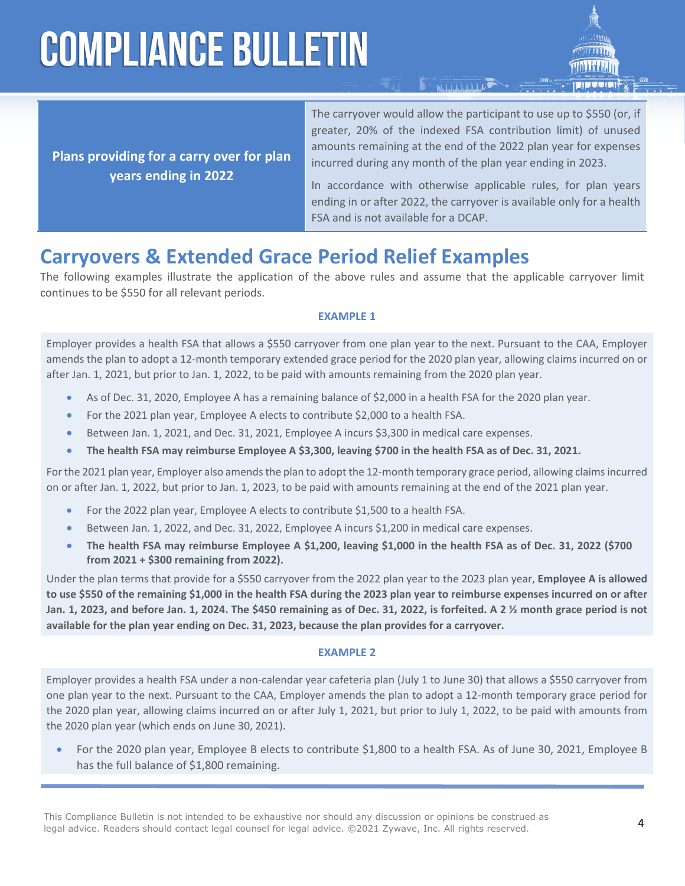| Plans providing for a carry over for plan years ending in 2022 | The carryover would allow the participant to use up to $550 (or, if greater, 20% of the indexed FSA contribution limit) of unused amounts remaining at the end of the 2022 plan year for expenses incurred during any month of the plan year ending in 2023. In accordance with otherwise applicable rules, for plan years ending in or after 2022, the carryover is available only for a health FSA and is not available for a DCAP. |
|---|---|

## Carryovers & Extended Grace Period Relief Examples

The following examples illustrate the application of the above rules and assume that the applicable carryover limit continues to be $550 for all relevant periods.

### EXAMPLE 1

Employer provides a health FSA that allows a $550 carryover from one plan year to the next. Pursuant to the CAA, Employer amends the plan to adopt a 12-month temporary extended grace period for the 2020 plan year, allowing claims incurred on or after Jan. 1, 2021, but prior to Jan. 1, 2022, to be paid with amounts remaining from the 2020 plan year.

- As of Dec. 31, 2020, Employee A has a remaining balance of $2,000 in a health FSA for the 2020 plan year.
- For the 2021 plan year, Employee A elects to contribute $2,000 to a health FSA.
- Between Jan. 1, 2021, and Dec. 31, 2021, Employee A incurs $3,300 in medical care expenses.
- **The health FSA may reimburse Employee A $3,300, leaving $700 in the health FSA as of Dec. 31, 2021.**

For the 2021 plan year, Employer also amends the plan to adopt the 12-month temporary grace period, allowing claims incurred on or after Jan. 1, 2022, but prior to Jan. 1, 2023, to be paid with amounts remaining at the end of the 2021 plan year.

- For the 2022 plan year, Employee A elects to contribute $1,500 to a health FSA.
- Between Jan. 1, 2022, and Dec. 31, 2022, Employee A incurs $1,200 in medical care expenses.
- **The health FSA may reimburse Employee A $1,200, leaving $1,000 in the health FSA as of Dec. 31, 2022 ($700 from 2021 + $300 remaining from 2022).**

Under the plan terms that provide for a $550 carryover from the 2022 plan year to the 2023 plan year, **Employee A is allowed to use $550 of the remaining $1,000 in the health FSA during the 2023 plan year to reimburse expenses incurred on or after Jan. 1, 2023, and before Jan. 1, 2024. The $450 remaining as of Dec. 31, 2022, is forfeited. A 2 ½ month grace period is not available for the plan year ending on Dec. 31, 2023, because the plan provides for a carryover.**

### EXAMPLE 2

Employer provides a health FSA under a non-calendar year cafeteria plan (July 1 to June 30) that allows a $550 carryover from one plan year to the next. Pursuant to the CAA, Employer amends the plan to adopt a 12-month temporary grace period for the 2020 plan year, allowing claims incurred on or after July 1, 2021, but prior to July 1, 2022, to be paid with amounts from the 2020 plan year (which ends on June 30, 2021).

- For the 2020 plan year, Employee B elects to contribute $1,800 to a health FSA. As of June 30, 2021, Employee B has the full balance of $1,800 remaining.

This Compliance Bulletin is not intended to be exhaustive nor should any discussion or opinions be construed as legal advice. Readers should contact legal counsel for legal advice. ©2021 Zywave, Inc. All rights reserved.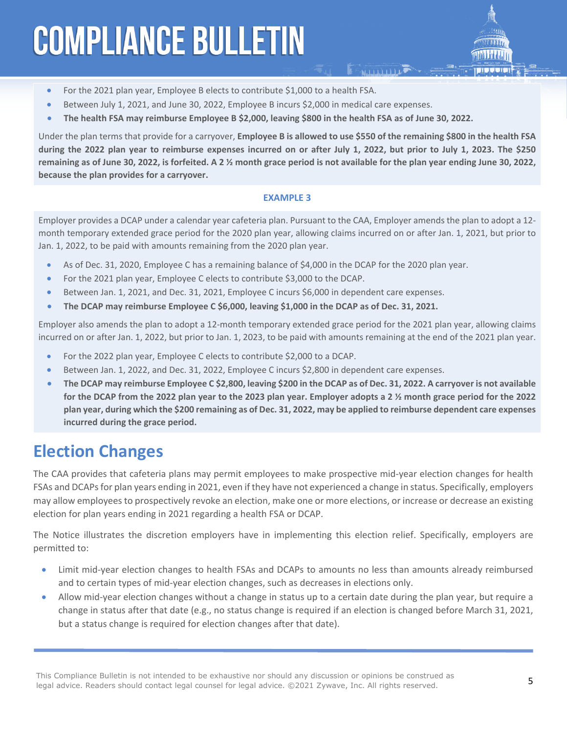- For the 2021 plan year, Employee B elects to contribute $1,000 to a health FSA.
- Between July 1, 2021, and June 30, 2022, Employee B incurs $2,000 in medical care expenses.
- **The health FSA may reimburse Employee B $2,000, leaving $800 in the health FSA as of June 30, 2022.**

Under the plan terms that provide for a carryover, **Employee B is allowed to use $550 of the remaining $800 in the health FSA during the 2022 plan year to reimburse expenses incurred on or after July 1, 2022, but prior to July 1, 2023. The $250 remaining as of June 30, 2022, is forfeited. A 2 ½ month grace period is not available for the plan year ending June 30, 2022, because the plan provides for a carryover.**

**EXAMPLE 3**

Employer provides a DCAP under a calendar year cafeteria plan. Pursuant to the CAA, Employer amends the plan to adopt a 12-month temporary extended grace period for the 2020 plan year, allowing claims incurred on or after Jan. 1, 2021, but prior to Jan. 1, 2022, to be paid with amounts remaining from the 2020 plan year.

- As of Dec. 31, 2020, Employee C has a remaining balance of $4,000 in the DCAP for the 2020 plan year.
- For the 2021 plan year, Employee C elects to contribute $3,000 to the DCAP.
- Between Jan. 1, 2021, and Dec. 31, 2021, Employee C incurs $6,000 in dependent care expenses.
- **The DCAP may reimburse Employee C $6,000, leaving $1,000 in the DCAP as of Dec. 31, 2021.**

Employer also amends the plan to adopt a 12-month temporary extended grace period for the 2021 plan year, allowing claims incurred on or after Jan. 1, 2022, but prior to Jan. 1, 2023, to be paid with amounts remaining at the end of the 2021 plan year.

- For the 2022 plan year, Employee C elects to contribute $2,000 to a DCAP.
- Between Jan. 1, 2022, and Dec. 31, 2022, Employee C incurs $2,800 in dependent care expenses.
- **The DCAP may reimburse Employee C $2,800, leaving $200 in the DCAP as of Dec. 31, 2022. A carryover is not available for the DCAP from the 2022 plan year to the 2023 plan year. Employer adopts a 2 ½ month grace period for the 2022 plan year, during which the $200 remaining as of Dec. 31, 2022, may be applied to reimburse dependent care expenses incurred during the grace period.**

## Election Changes

The CAA provides that cafeteria plans may permit employees to make prospective mid-year election changes for health FSAs and DCAPs for plan years ending in 2021, even if they have not experienced a change in status. Specifically, employers may allow employees to prospectively revoke an election, make one or more elections, or increase or decrease an existing election for plan years ending in 2021 regarding a health FSA or DCAP.

The Notice illustrates the discretion employers have in implementing this election relief. Specifically, employers are permitted to:

- Limit mid-year election changes to health FSAs and DCAPs to amounts no less than amounts already reimbursed and to certain types of mid-year election changes, such as decreases in elections only.
- Allow mid-year election changes without a change in status up to a certain date during the plan year, but require a change in status after that date (e.g., no status change is required if an election is changed before March 31, 2021, but a status change is required for election changes after that date).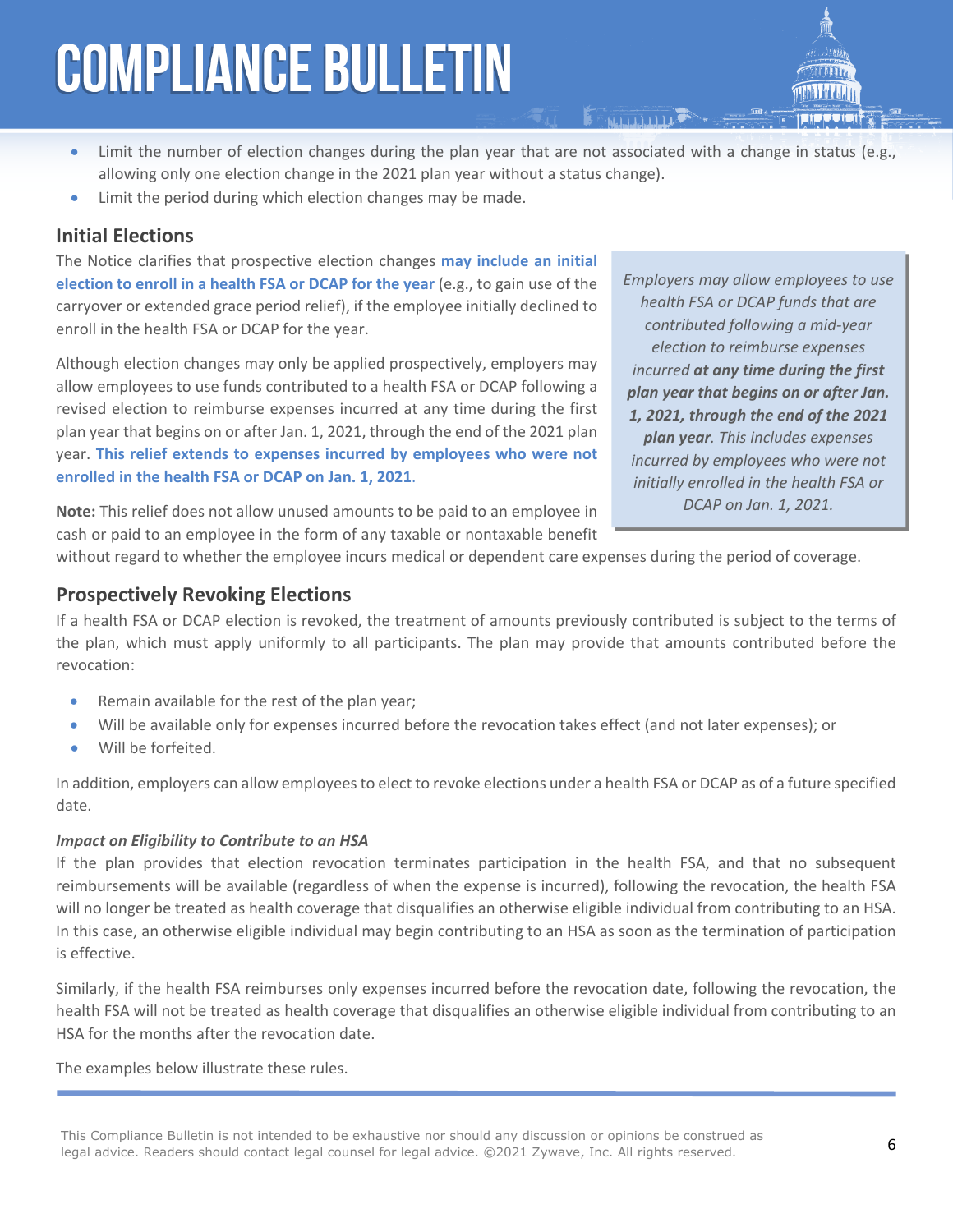- Limit the number of election changes during the plan year that are not associated with a change in status (e.g., allowing only one election change in the 2021 plan year without a status change).
- Limit the period during which election changes may be made.

## Initial Elections

The Notice clarifies that prospective election changes **may include an initial election to enroll in a health FSA or DCAP for the year** (e.g., to gain use of the carryover or extended grace period relief), if the employee initially declined to enroll in the health FSA or DCAP for the year.

Although election changes may only be applied prospectively, employers may allow employees to use funds contributed to a health FSA or DCAP following a revised election to reimburse expenses incurred at any time during the first plan year that begins on or after Jan. 1, 2021, through the end of the 2021 plan year. **This relief extends to expenses incurred by employees who were not enrolled in the health FSA or DCAP on Jan. 1, 2021**.

*Employers may allow employees to use health FSA or DCAP funds that are contributed following a mid-year election to reimburse expenses incurred **at any time during the first plan year that begins on or after Jan. 1, 2021, through the end of the 2021 plan year**. This includes expenses incurred by employees who were not initially enrolled in the health FSA or DCAP on Jan. 1, 2021.*

**Note:** This relief does not allow unused amounts to be paid to an employee in cash or paid to an employee in the form of any taxable or nontaxable benefit without regard to whether the employee incurs medical or dependent care expenses during the period of coverage.

## Prospectively Revoking Elections

If a health FSA or DCAP election is revoked, the treatment of amounts previously contributed is subject to the terms of the plan, which must apply uniformly to all participants. The plan may provide that amounts contributed before the revocation:

- Remain available for the rest of the plan year;
- Will be available only for expenses incurred before the revocation takes effect (and not later expenses); or
- Will be forfeited.

In addition, employers can allow employees to elect to revoke elections under a health FSA or DCAP as of a future specified date.

#### *Impact on Eligibility to Contribute to an HSA*

If the plan provides that election revocation terminates participation in the health FSA, and that no subsequent reimbursements will be available (regardless of when the expense is incurred), following the revocation, the health FSA will no longer be treated as health coverage that disqualifies an otherwise eligible individual from contributing to an HSA. In this case, an otherwise eligible individual may begin contributing to an HSA as soon as the termination of participation is effective.

Similarly, if the health FSA reimburses only expenses incurred before the revocation date, following the revocation, the health FSA will not be treated as health coverage that disqualifies an otherwise eligible individual from contributing to an HSA for the months after the revocation date.

The examples below illustrate these rules.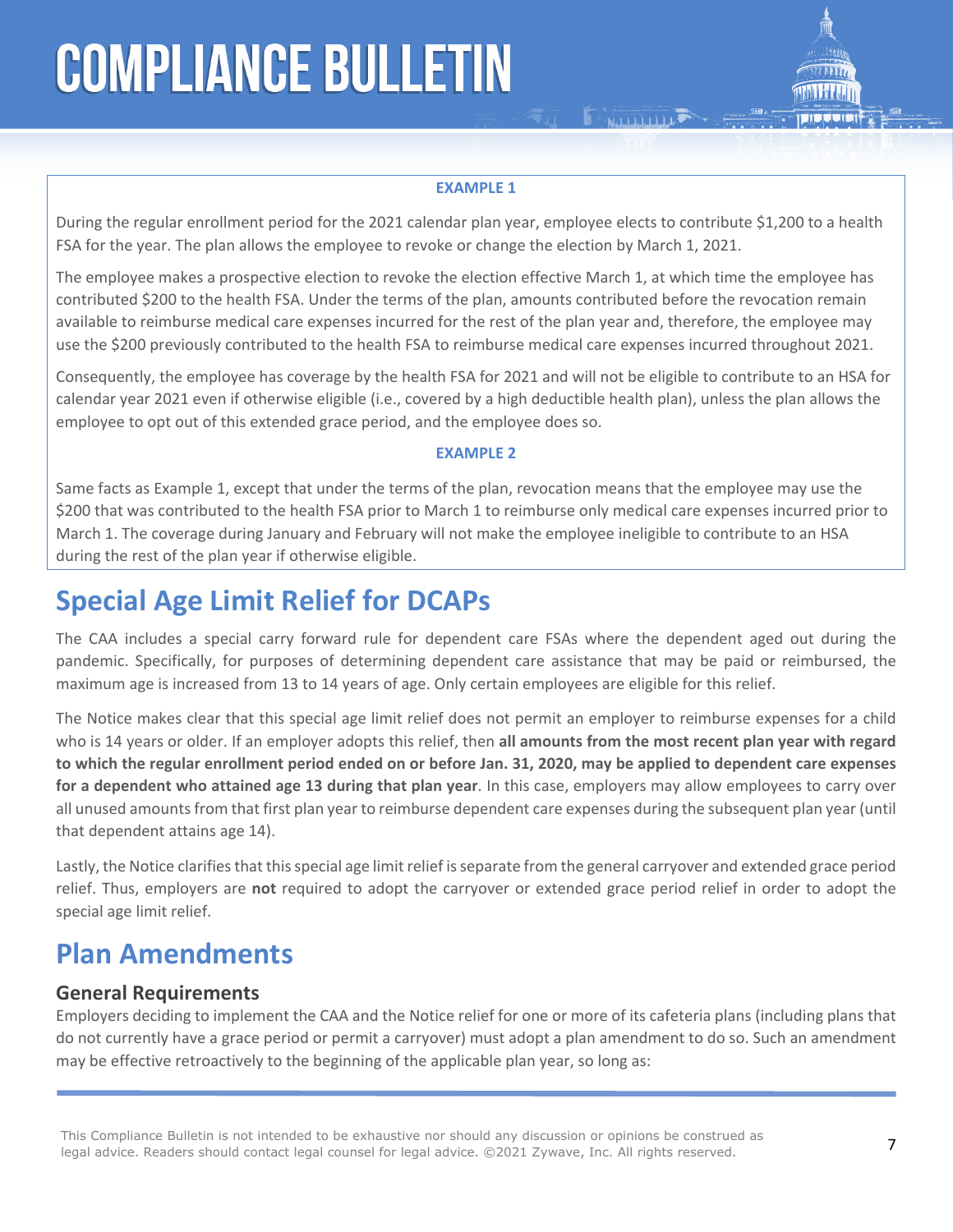**EXAMPLE 1**

During the regular enrollment period for the 2021 calendar plan year, employee elects to contribute $1,200 to a health FSA for the year. The plan allows the employee to revoke or change the election by March 1, 2021.

The employee makes a prospective election to revoke the election effective March 1, at which time the employee has contributed $200 to the health FSA. Under the terms of the plan, amounts contributed before the revocation remain available to reimburse medical care expenses incurred for the rest of the plan year and, therefore, the employee may use the $200 previously contributed to the health FSA to reimburse medical care expenses incurred throughout 2021.

Consequently, the employee has coverage by the health FSA for 2021 and will not be eligible to contribute to an HSA for calendar year 2021 even if otherwise eligible (i.e., covered by a high deductible health plan), unless the plan allows the employee to opt out of this extended grace period, and the employee does so.

**EXAMPLE 2**

Same facts as Example 1, except that under the terms of the plan, revocation means that the employee may use the $200 that was contributed to the health FSA prior to March 1 to reimburse only medical care expenses incurred prior to March 1. The coverage during January and February will not make the employee ineligible to contribute to an HSA during the rest of the plan year if otherwise eligible.

## Special Age Limit Relief for DCAPs

The CAA includes a special carry forward rule for dependent care FSAs where the dependent aged out during the pandemic. Specifically, for purposes of determining dependent care assistance that may be paid or reimbursed, the maximum age is increased from 13 to 14 years of age. Only certain employees are eligible for this relief.

The Notice makes clear that this special age limit relief does not permit an employer to reimburse expenses for a child who is 14 years or older. If an employer adopts this relief, then **all amounts from the most recent plan year with regard to which the regular enrollment period ended on or before Jan. 31, 2020, may be applied to dependent care expenses for a dependent who attained age 13 during that plan year**. In this case, employers may allow employees to carry over all unused amounts from that first plan year to reimburse dependent care expenses during the subsequent plan year (until that dependent attains age 14).

Lastly, the Notice clarifies that this special age limit relief is separate from the general carryover and extended grace period relief. Thus, employers are **not** required to adopt the carryover or extended grace period relief in order to adopt the special age limit relief.

## Plan Amendments

### General Requirements

Employers deciding to implement the CAA and the Notice relief for one or more of its cafeteria plans (including plans that do not currently have a grace period or permit a carryover) must adopt a plan amendment to do so. Such an amendment may be effective retroactively to the beginning of the applicable plan year, so long as: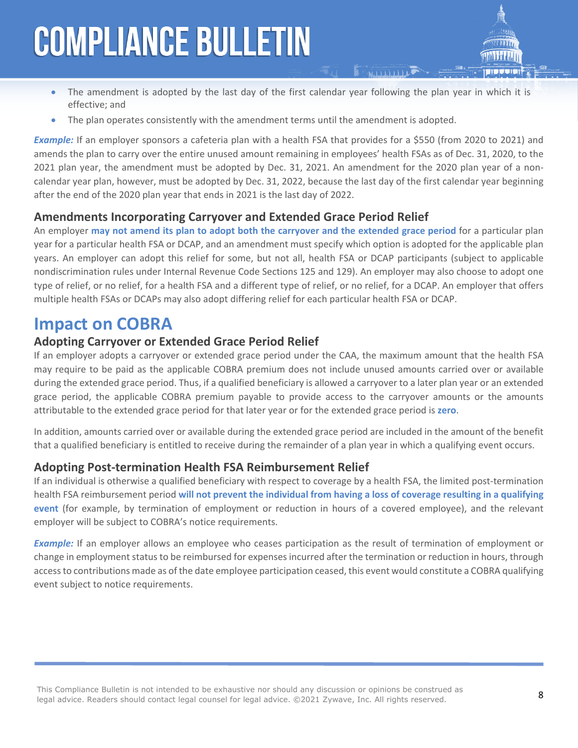- The amendment is adopted by the last day of the first calendar year following the plan year in which it is effective; and
- The plan operates consistently with the amendment terms until the amendment is adopted.

***Example:*** If an employer sponsors a cafeteria plan with a health FSA that provides for a $550 (from 2020 to 2021) and amends the plan to carry over the entire unused amount remaining in employees' health FSAs as of Dec. 31, 2020, to the 2021 plan year, the amendment must be adopted by Dec. 31, 2021. An amendment for the 2020 plan year of a non-calendar year plan, however, must be adopted by Dec. 31, 2022, because the last day of the first calendar year beginning after the end of the 2020 plan year that ends in 2021 is the last day of 2022.

### Amendments Incorporating Carryover and Extended Grace Period Relief

An employer **may not amend its plan to adopt both the carryover and the extended grace period** for a particular plan year for a particular health FSA or DCAP, and an amendment must specify which option is adopted for the applicable plan years. An employer can adopt this relief for some, but not all, health FSA or DCAP participants (subject to applicable nondiscrimination rules under Internal Revenue Code Sections 125 and 129). An employer may also choose to adopt one type of relief, or no relief, for a health FSA and a different type of relief, or no relief, for a DCAP. An employer that offers multiple health FSAs or DCAPs may also adopt differing relief for each particular health FSA or DCAP.

## Impact on COBRA

### Adopting Carryover or Extended Grace Period Relief

If an employer adopts a carryover or extended grace period under the CAA, the maximum amount that the health FSA may require to be paid as the applicable COBRA premium does not include unused amounts carried over or available during the extended grace period. Thus, if a qualified beneficiary is allowed a carryover to a later plan year or an extended grace period, the applicable COBRA premium payable to provide access to the carryover amounts or the amounts attributable to the extended grace period for that later year or for the extended grace period is **zero**.

In addition, amounts carried over or available during the extended grace period are included in the amount of the benefit that a qualified beneficiary is entitled to receive during the remainder of a plan year in which a qualifying event occurs.

### Adopting Post-termination Health FSA Reimbursement Relief

If an individual is otherwise a qualified beneficiary with respect to coverage by a health FSA, the limited post-termination health FSA reimbursement period **will not prevent the individual from having a loss of coverage resulting in a qualifying event** (for example, by termination of employment or reduction in hours of a covered employee), and the relevant employer will be subject to COBRA's notice requirements.

***Example:*** If an employer allows an employee who ceases participation as the result of termination of employment or change in employment status to be reimbursed for expenses incurred after the termination or reduction in hours, through access to contributions made as of the date employee participation ceased, this event would constitute a COBRA qualifying event subject to notice requirements.

This Compliance Bulletin is not intended to be exhaustive nor should any discussion or opinions be construed as legal advice. Readers should contact legal counsel for legal advice. ©2021 Zywave, Inc. All rights reserved.